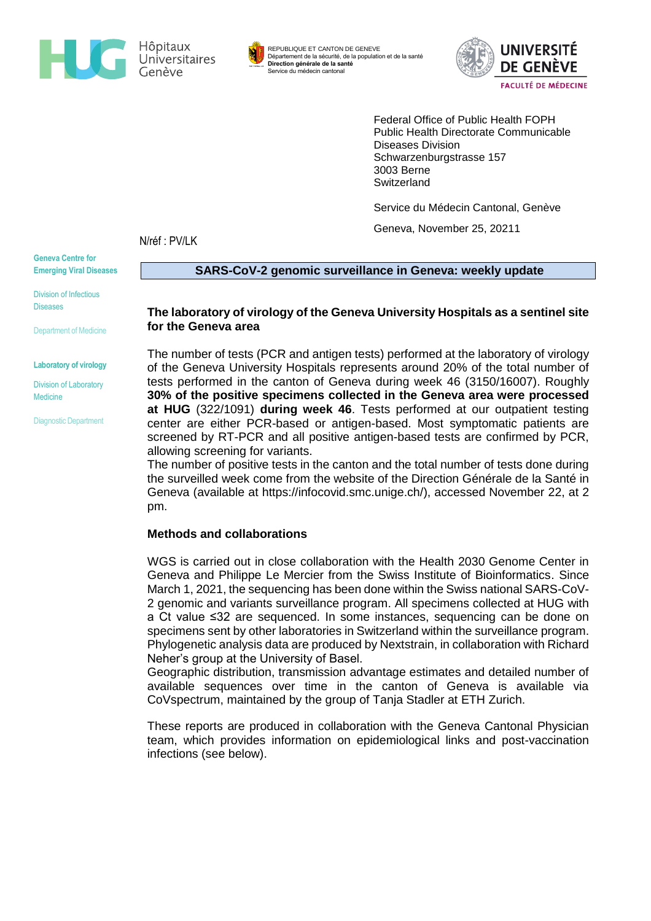Hôpitaux Universitaires Genève

REPUBLIQUE ET CANTON DE GENEVE
Département de la sécurité, de la population et de la santé
**Direction générale de la santé**
Service du médecin cantonal

UNIVERSITÉ DE GENÈVE
FACULTÉ DE MÉDECINE

Federal Office of Public Health FOPH
Public Health Directorate Communicable Diseases Division
Schwarzenburgstrasse 157
3003 Berne
Switzerland

Service du Médecin Cantonal, Genève

Geneva, November 25, 20211

N/réf : PV/LK

**Geneva Centre for Emerging Viral Diseases**

Division of Infectious Diseases

Department of Medicine

**Laboratory of virology**

Division of Laboratory Medicine

Diagnostic Department

## SARS-CoV-2 genomic surveillance in Geneva: weekly update

### The laboratory of virology of the Geneva University Hospitals as a sentinel site for the Geneva area

The number of tests (PCR and antigen tests) performed at the laboratory of virology of the Geneva University Hospitals represents around 20% of the total number of tests performed in the canton of Geneva during week 46 (3150/16007). Roughly **30% of the positive specimens collected in the Geneva area were processed at HUG** (322/1091) **during week 46**. Tests performed at our outpatient testing center are either PCR-based or antigen-based. Most symptomatic patients are screened by RT-PCR and all positive antigen-based tests are confirmed by PCR, allowing screening for variants.
The number of positive tests in the canton and the total number of tests done during the surveilled week come from the website of the Direction Générale de la Santé in Geneva (available at https://infocovid.smc.unige.ch/), accessed November 22, at 2 pm.

### Methods and collaborations

WGS is carried out in close collaboration with the Health 2030 Genome Center in Geneva and Philippe Le Mercier from the Swiss Institute of Bioinformatics. Since March 1, 2021, the sequencing has been done within the Swiss national SARS-CoV-2 genomic and variants surveillance program. All specimens collected at HUG with a Ct value ≤32 are sequenced. In some instances, sequencing can be done on specimens sent by other laboratories in Switzerland within the surveillance program. Phylogenetic analysis data are produced by Nextstrain, in collaboration with Richard Neher's group at the University of Basel.
Geographic distribution, transmission advantage estimates and detailed number of available sequences over time in the canton of Geneva is available via CoVspectrum, maintained by the group of Tanja Stadler at ETH Zurich.

These reports are produced in collaboration with the Geneva Cantonal Physician team, which provides information on epidemiological links and post-vaccination infections (see below).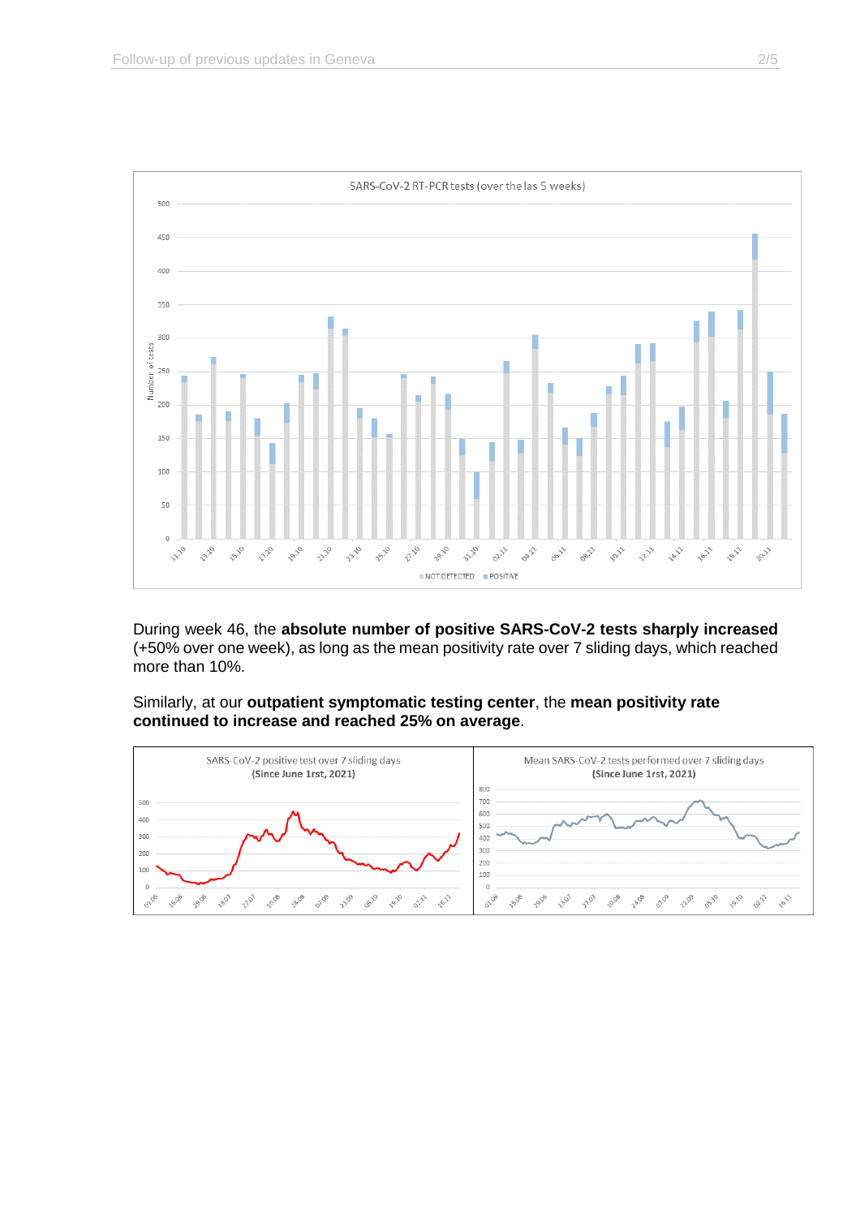During week 46, the **absolute number of positive SARS-CoV-2 tests sharply increased** (+50% over one week), as long as the mean positivity rate over 7 sliding days, which reached more than 10%.

Similarly, at our **outpatient symptomatic testing center**, the **mean positivity rate continued to increase and reached 25% on average**.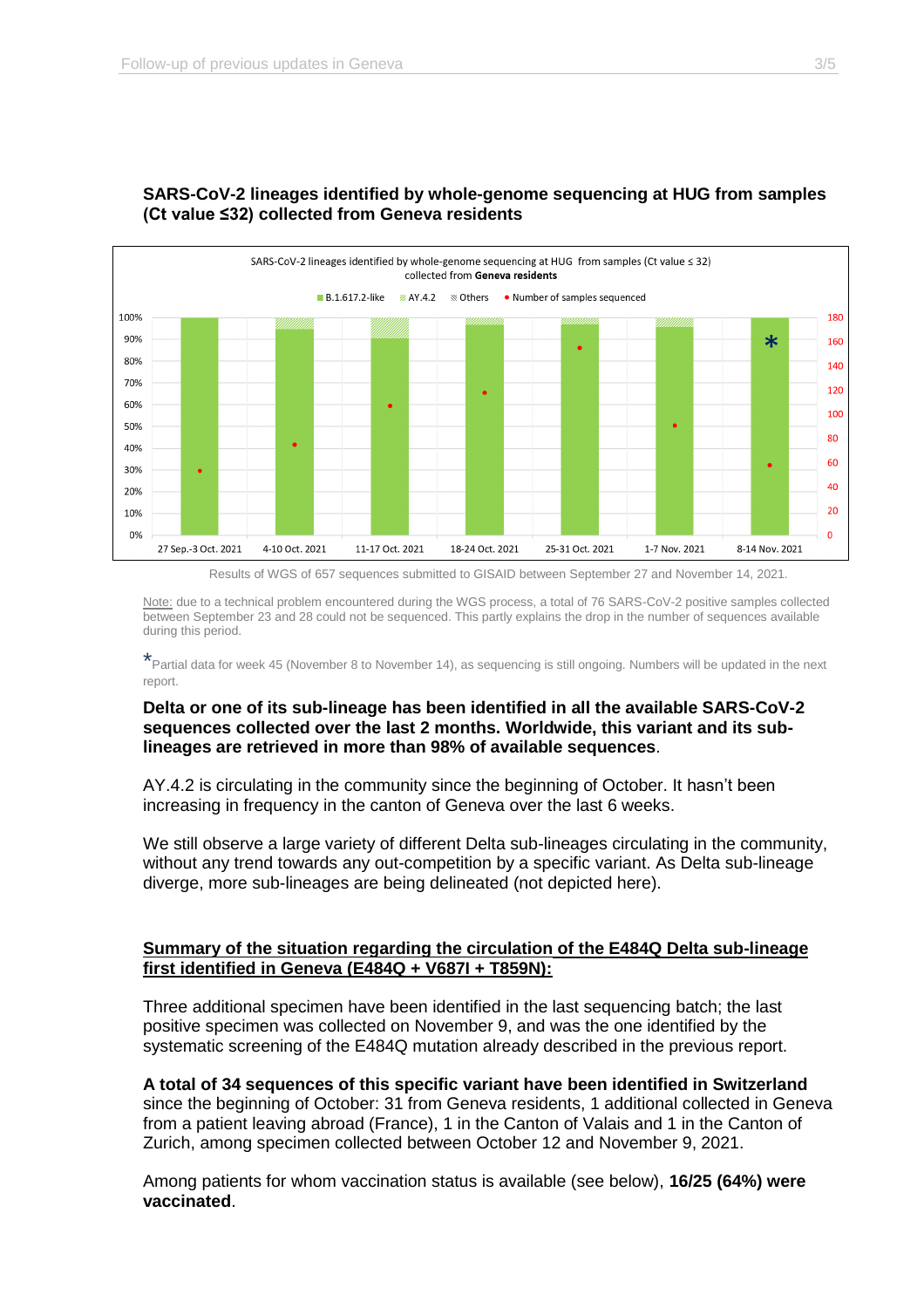### SARS-CoV-2 lineages identified by whole-genome sequencing at HUG from samples (Ct value ≤32) collected from Geneva residents

Results of WGS of 657 sequences submitted to GISAID between September 27 and November 14, 2021.

Note: due to a technical problem encountered during the WGS process, a total of 76 SARS-CoV-2 positive samples collected between September 23 and 28 could not be sequenced. This partly explains the drop in the number of sequences available during this period.

*Partial data for week 45 (November 8 to November 14), as sequencing is still ongoing. Numbers will be updated in the next report.

**Delta or one of its sub-lineage has been identified in all the available SARS-CoV-2 sequences collected over the last 2 months. Worldwide, this variant and its sub-lineages are retrieved in more than 98% of available sequences**.

AY.4.2 is circulating in the community since the beginning of October. It hasn't been increasing in frequency in the canton of Geneva over the last 6 weeks.

We still observe a large variety of different Delta sub-lineages circulating in the community, without any trend towards any out-competition by a specific variant. As Delta sub-lineage diverge, more sub-lineages are being delineated (not depicted here).

#### Summary of the situation regarding the circulation of the E484Q Delta sub-lineage first identified in Geneva (E484Q + V687I + T859N):

Three additional specimen have been identified in the last sequencing batch; the last positive specimen was collected on November 9, and was the one identified by the systematic screening of the E484Q mutation already described in the previous report.

**A total of 34 sequences of this specific variant have been identified in Switzerland** since the beginning of October: 31 from Geneva residents, 1 additional collected in Geneva from a patient leaving abroad (France), 1 in the Canton of Valais and 1 in the Canton of Zurich, among specimen collected between October 12 and November 9, 2021.

Among patients for whom vaccination status is available (see below), **16/25 (64%) were vaccinated**.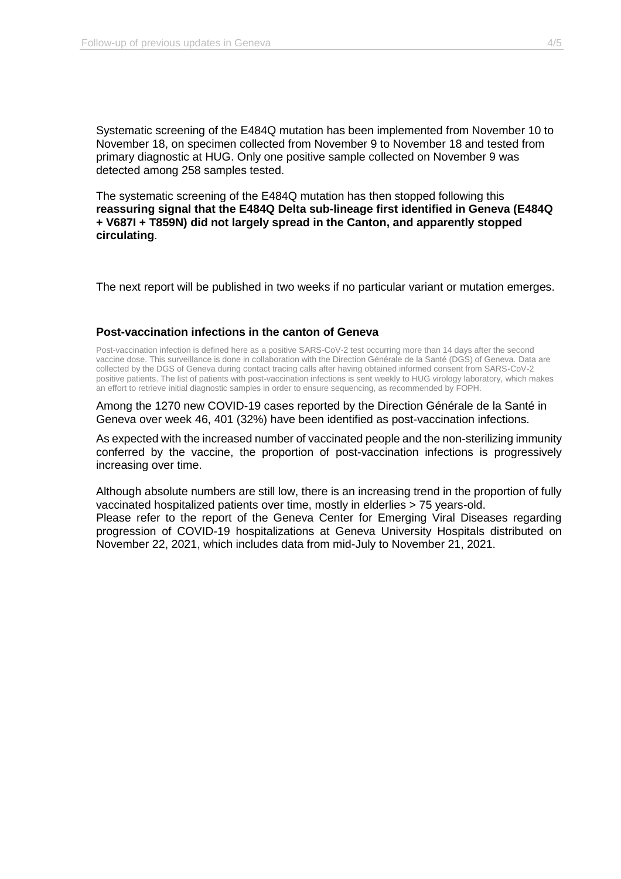Systematic screening of the E484Q mutation has been implemented from November 10 to November 18, on specimen collected from November 9 to November 18 and tested from primary diagnostic at HUG. Only one positive sample collected on November 9 was detected among 258 samples tested.

The systematic screening of the E484Q mutation has then stopped following this **reassuring signal that the E484Q Delta sub-lineage first identified in Geneva (E484Q + V687I + T859N) did not largely spread in the Canton, and apparently stopped circulating**.

The next report will be published in two weeks if no particular variant or mutation emerges.

### Post-vaccination infections in the canton of Geneva

Post-vaccination infection is defined here as a positive SARS-CoV-2 test occurring more than 14 days after the second vaccine dose. This surveillance is done in collaboration with the Direction Générale de la Santé (DGS) of Geneva. Data are collected by the DGS of Geneva during contact tracing calls after having obtained informed consent from SARS-CoV-2 positive patients. The list of patients with post-vaccination infections is sent weekly to HUG virology laboratory, which makes an effort to retrieve initial diagnostic samples in order to ensure sequencing, as recommended by FOPH.

Among the 1270 new COVID-19 cases reported by the Direction Générale de la Santé in Geneva over week 46, 401 (32%) have been identified as post-vaccination infections.

As expected with the increased number of vaccinated people and the non-sterilizing immunity conferred by the vaccine, the proportion of post-vaccination infections is progressively increasing over time.

Although absolute numbers are still low, there is an increasing trend in the proportion of fully vaccinated hospitalized patients over time, mostly in elderlies > 75 years-old.
Please refer to the report of the Geneva Center for Emerging Viral Diseases regarding progression of COVID-19 hospitalizations at Geneva University Hospitals distributed on November 22, 2021, which includes data from mid-July to November 21, 2021.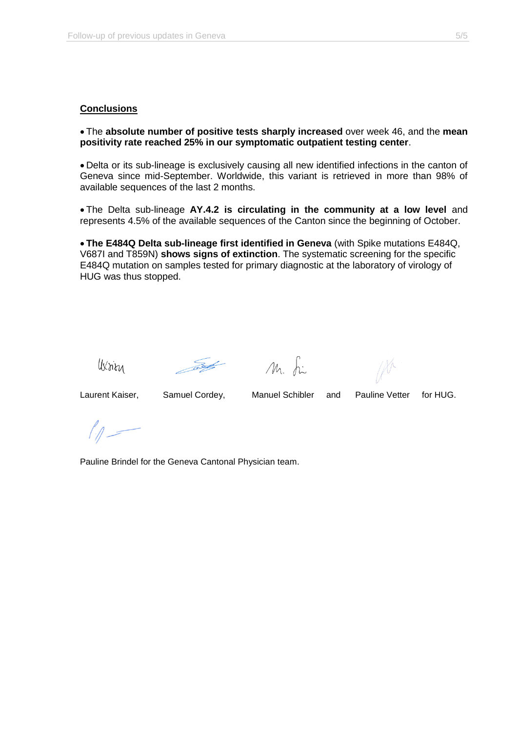**Conclusions**

- The **absolute number of positive tests sharply increased** over week 46, and the **mean positivity rate reached 25% in our symptomatic outpatient testing center**.

- Delta or its sub-lineage is exclusively causing all new identified infections in the canton of Geneva since mid-September. Worldwide, this variant is retrieved in more than 98% of available sequences of the last 2 months.

- The Delta sub-lineage **AY.4.2 is circulating in the community at a low level** and represents 4.5% of the available sequences of the Canton since the beginning of October.

- **The E484Q Delta sub-lineage first identified in Geneva** (with Spike mutations E484Q, V687I and T859N) **shows signs of extinction**. The systematic screening for the specific E484Q mutation on samples tested for primary diagnostic at the laboratory of virology of HUG was thus stopped.

Laurent Kaiser, Samuel Cordey, Manuel Schibler and Pauline Vetter for HUG.

Pauline Brindel for the Geneva Cantonal Physician team.